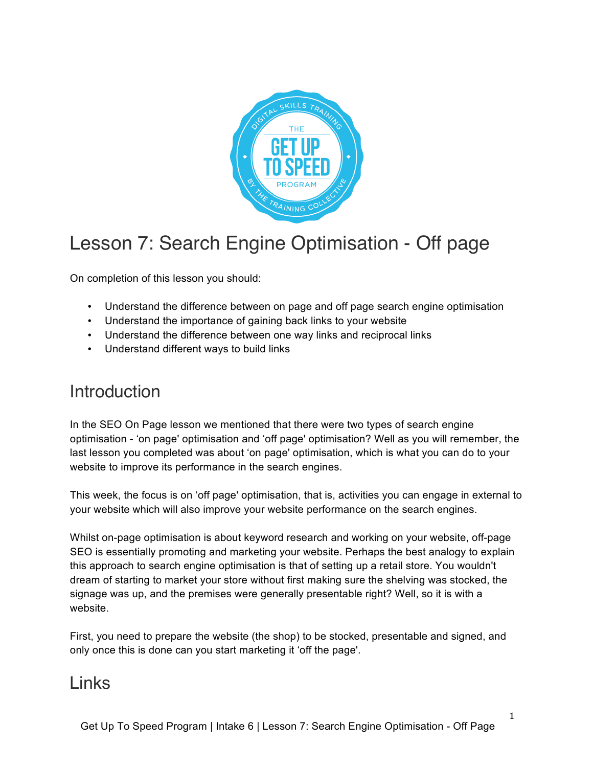# Lesson 7: Search Engine Optimisation - Off page

On completion of this lesson you should:

- Understand the difference between on page and off page search engine optimisation
- Understand the importance of gaining back links to your website
- Understand the difference between one way links and reciprocal links
- Understand different ways to build links

## Introduction

In the SEO On Page lesson we mentioned that there were two types of search engine optimisation - 'on page' optimisation and 'off page' optimisation? Well as you will remember, the last lesson you completed was about 'on page' optimisation, which is what you can do to your website to improve its performance in the search engines.

This week, the focus is on 'off page' optimisation, that is, activities you can engage in external to your website which will also improve your website performance on the search engines.

Whilst on-page optimisation is about keyword research and working on your website, off-page SEO is essentially promoting and marketing your website. Perhaps the best analogy to explain this approach to search engine optimisation is that of setting up a retail store. You wouldn't dream of starting to market your store without first making sure the shelving was stocked, the signage was up, and the premises were generally presentable right? Well, so it is with a website.

First, you need to prepare the website (the shop) to be stocked, presentable and signed, and only once this is done can you start marketing it 'off the page'.

## Links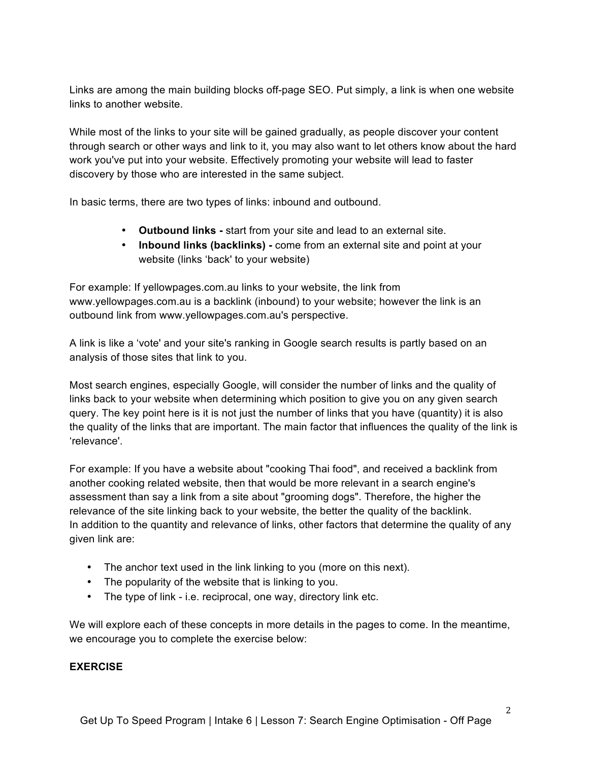Links are among the main building blocks off-page SEO. Put simply, a link is when one website links to another website.

While most of the links to your site will be gained gradually, as people discover your content through search or other ways and link to it, you may also want to let others know about the hard work you've put into your website. Effectively promoting your website will lead to faster discovery by those who are interested in the same subject.

In basic terms, there are two types of links: inbound and outbound.

- **Outbound links -** start from your site and lead to an external site.
- **Inbound links (backlinks) -** come from an external site and point at your website (links 'back' to your website)

For example: If yellowpages.com.au links to your website, the link from www.yellowpages.com.au is a backlink (inbound) to your website; however the link is an outbound link from www.yellowpages.com.au's perspective.

A link is like a 'vote' and your site's ranking in Google search results is partly based on an analysis of those sites that link to you.

Most search engines, especially Google, will consider the number of links and the quality of links back to your website when determining which position to give you on any given search query. The key point here is it is not just the number of links that you have (quantity) it is also the quality of the links that are important. The main factor that influences the quality of the link is 'relevance'.

For example: If you have a website about "cooking Thai food", and received a backlink from another cooking related website, then that would be more relevant in a search engine's assessment than say a link from a site about "grooming dogs". Therefore, the higher the relevance of the site linking back to your website, the better the quality of the backlink. In addition to the quantity and relevance of links, other factors that determine the quality of any given link are:

- The anchor text used in the link linking to you (more on this next).
- The popularity of the website that is linking to you.
- The type of link - i.e. reciprocal, one way, directory link etc.

We will explore each of these concepts in more details in the pages to come. In the meantime, we encourage you to complete the exercise below:

**EXERCISE**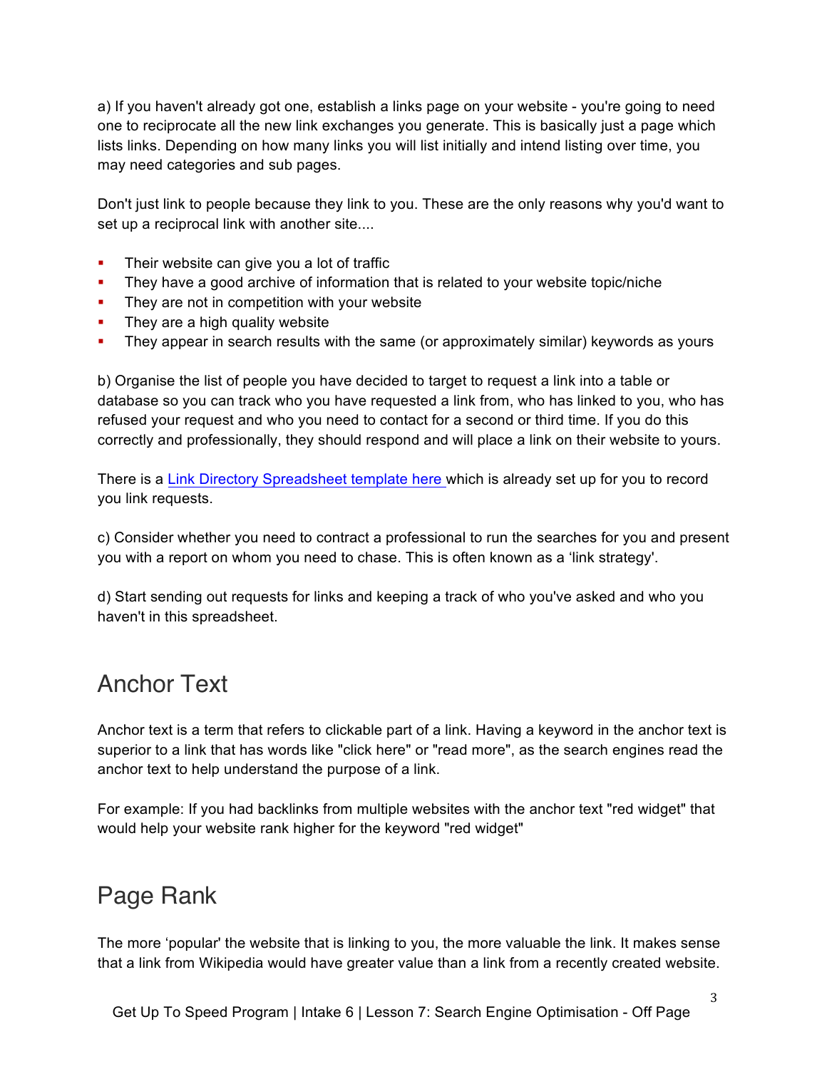a) If you haven't already got one, establish a links page on your website - you're going to need one to reciprocate all the new link exchanges you generate. This is basically just a page which lists links. Depending on how many links you will list initially and intend listing over time, you may need categories and sub pages.

Don't just link to people because they link to you. These are the only reasons why you'd want to set up a reciprocal link with another site....

- Their website can give you a lot of traffic
- They have a good archive of information that is related to your website topic/niche
- They are not in competition with your website
- They are a high quality website
- They appear in search results with the same (or approximately similar) keywords as yours

b) Organise the list of people you have decided to target to request a link into a table or database so you can track who you have requested a link from, who has linked to you, who has refused your request and who you need to contact for a second or third time. If you do this correctly and professionally, they should respond and will place a link on their website to yours.

There is a Link Directory Spreadsheet template here which is already set up for you to record you link requests.

c) Consider whether you need to contract a professional to run the searches for you and present you with a report on whom you need to chase. This is often known as a 'link strategy'.

d) Start sending out requests for links and keeping a track of who you've asked and who you haven't in this spreadsheet.

## Anchor Text

Anchor text is a term that refers to clickable part of a link. Having a keyword in the anchor text is superior to a link that has words like "click here" or "read more", as the search engines read the anchor text to help understand the purpose of a link.

For example: If you had backlinks from multiple websites with the anchor text "red widget" that would help your website rank higher for the keyword "red widget"

## Page Rank

The more 'popular' the website that is linking to you, the more valuable the link. It makes sense that a link from Wikipedia would have greater value than a link from a recently created website.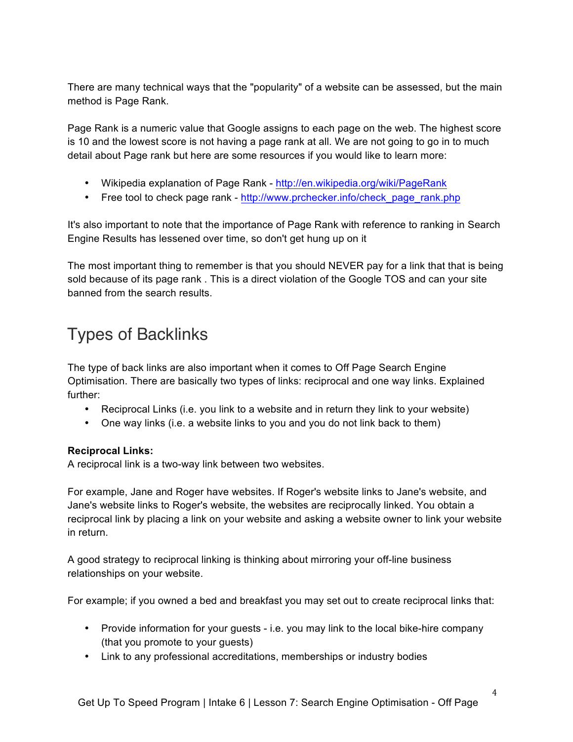There are many technical ways that the "popularity" of a website can be assessed, but the main method is Page Rank.

Page Rank is a numeric value that Google assigns to each page on the web. The highest score is 10 and the lowest score is not having a page rank at all. We are not going to go in to much detail about Page rank but here are some resources if you would like to learn more:

- Wikipedia explanation of Page Rank - http://en.wikipedia.org/wiki/PageRank
- Free tool to check page rank - http://www.prchecker.info/check_page_rank.php

It's also important to note that the importance of Page Rank with reference to ranking in Search Engine Results has lessened over time, so don't get hung up on it

The most important thing to remember is that you should NEVER pay for a link that that is being sold because of its page rank . This is a direct violation of the Google TOS and can your site banned from the search results.

## Types of Backlinks

The type of back links are also important when it comes to Off Page Search Engine Optimisation. There are basically two types of links: reciprocal and one way links. Explained further:

- Reciprocal Links (i.e. you link to a website and in return they link to your website)
- One way links (i.e. a website links to you and you do not link back to them)

**Reciprocal Links:**
A reciprocal link is a two-way link between two websites.

For example, Jane and Roger have websites. If Roger's website links to Jane's website, and Jane's website links to Roger's website, the websites are reciprocally linked. You obtain a reciprocal link by placing a link on your website and asking a website owner to link your website in return.

A good strategy to reciprocal linking is thinking about mirroring your off-line business relationships on your website.

For example; if you owned a bed and breakfast you may set out to create reciprocal links that:

- Provide information for your guests - i.e. you may link to the local bike-hire company (that you promote to your guests)
- Link to any professional accreditations, memberships or industry bodies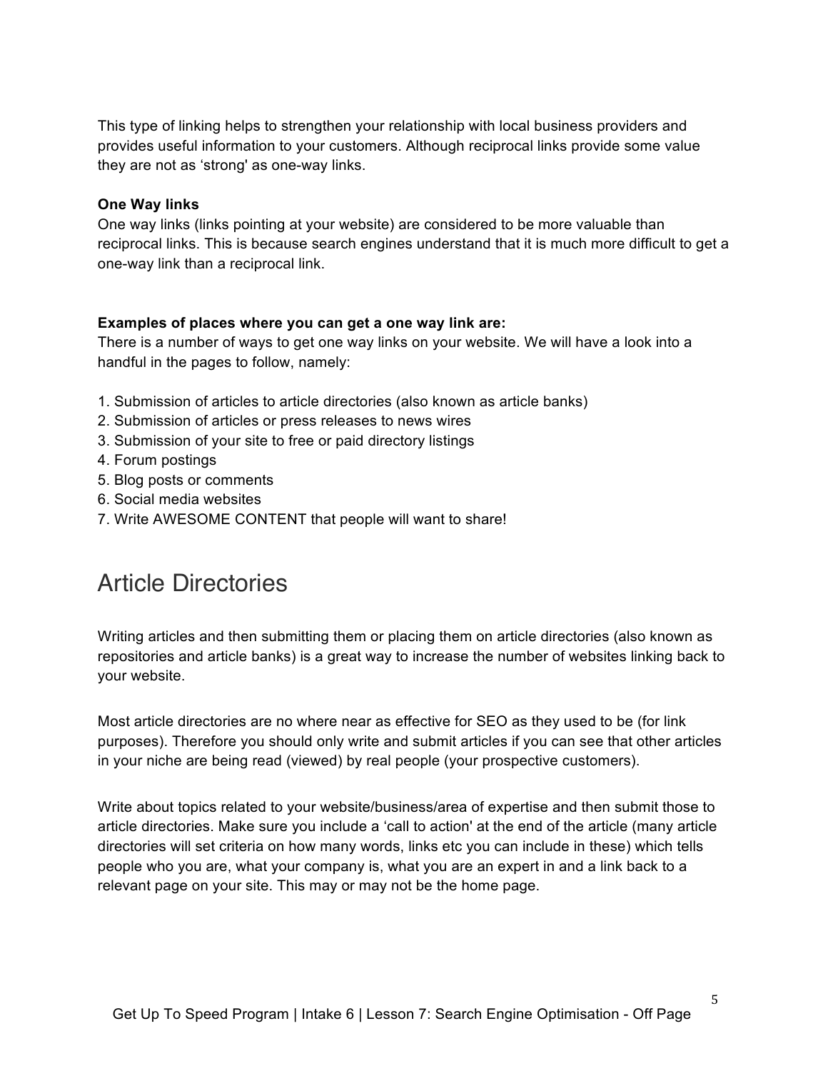This type of linking helps to strengthen your relationship with local business providers and provides useful information to your customers. Although reciprocal links provide some value they are not as 'strong' as one-way links.

**One Way links**
One way links (links pointing at your website) are considered to be more valuable than reciprocal links. This is because search engines understand that it is much more difficult to get a one-way link than a reciprocal link.

**Examples of places where you can get a one way link are:**
There is a number of ways to get one way links on your website. We will have a look into a handful in the pages to follow, namely:

1. Submission of articles to article directories (also known as article banks)
2. Submission of articles or press releases to news wires
3. Submission of your site to free or paid directory listings
4. Forum postings
5. Blog posts or comments
6. Social media websites
7. Write AWESOME CONTENT that people will want to share!

## Article Directories

Writing articles and then submitting them or placing them on article directories (also known as repositories and article banks) is a great way to increase the number of websites linking back to your website.

Most article directories are no where near as effective for SEO as they used to be (for link purposes). Therefore you should only write and submit articles if you can see that other articles in your niche are being read (viewed) by real people (your prospective customers).

Write about topics related to your website/business/area of expertise and then submit those to article directories. Make sure you include a 'call to action' at the end of the article (many article directories will set criteria on how many words, links etc you can include in these) which tells people who you are, what your company is, what you are an expert in and a link back to a relevant page on your site. This may or may not be the home page.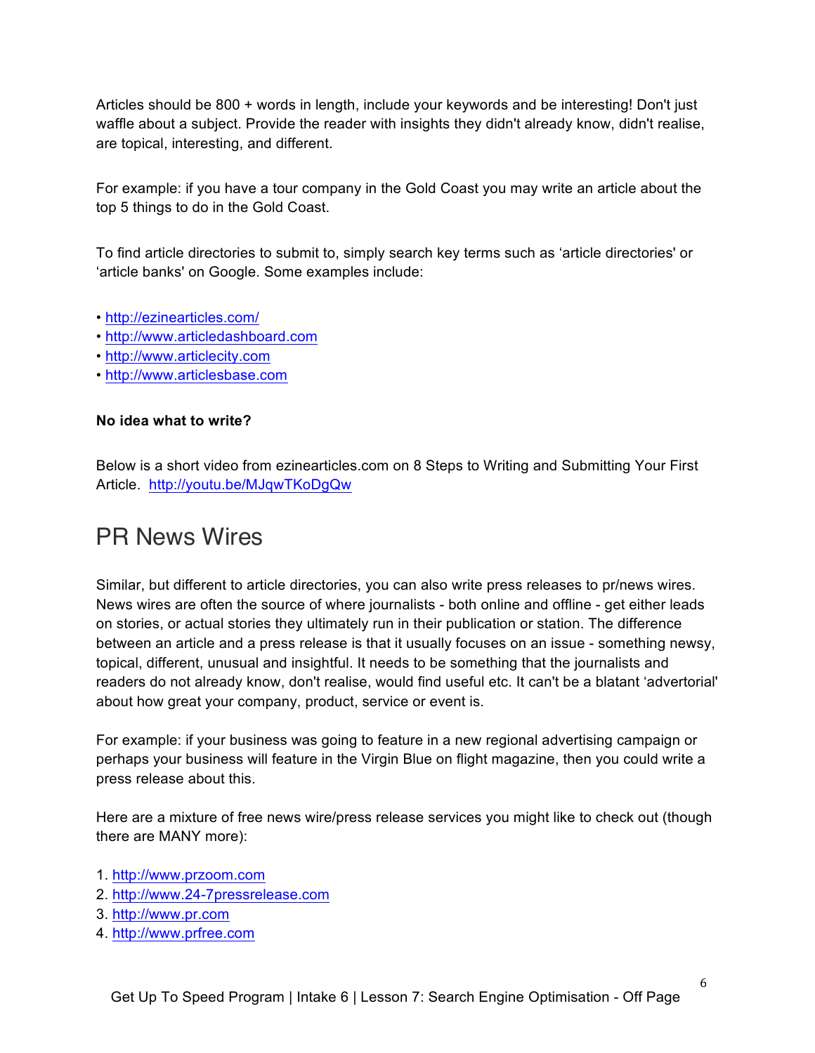Articles should be 800 + words in length, include your keywords and be interesting! Don't just waffle about a subject. Provide the reader with insights they didn't already know, didn't realise, are topical, interesting, and different.

For example: if you have a tour company in the Gold Coast you may write an article about the top 5 things to do in the Gold Coast.

To find article directories to submit to, simply search key terms such as 'article directories' or 'article banks' on Google. Some examples include:

- http://ezinearticles.com/
- http://www.articledashboard.com
- http://www.articlecity.com
- http://www.articlesbase.com

**No idea what to write?**

Below is a short video from ezinearticles.com on 8 Steps to Writing and Submitting Your First Article. http://youtu.be/MJqwTKoDgQw

## PR News Wires

Similar, but different to article directories, you can also write press releases to pr/news wires. News wires are often the source of where journalists - both online and offline - get either leads on stories, or actual stories they ultimately run in their publication or station. The difference between an article and a press release is that it usually focuses on an issue - something newsy, topical, different, unusual and insightful. It needs to be something that the journalists and readers do not already know, don't realise, would find useful etc. It can't be a blatant 'advertorial' about how great your company, product, service or event is.

For example: if your business was going to feature in a new regional advertising campaign or perhaps your business will feature in the Virgin Blue on flight magazine, then you could write a press release about this.

Here are a mixture of free news wire/press release services you might like to check out (though there are MANY more):

1. http://www.przoom.com
2. http://www.24-7pressrelease.com
3. http://www.pr.com
4. http://www.prfree.com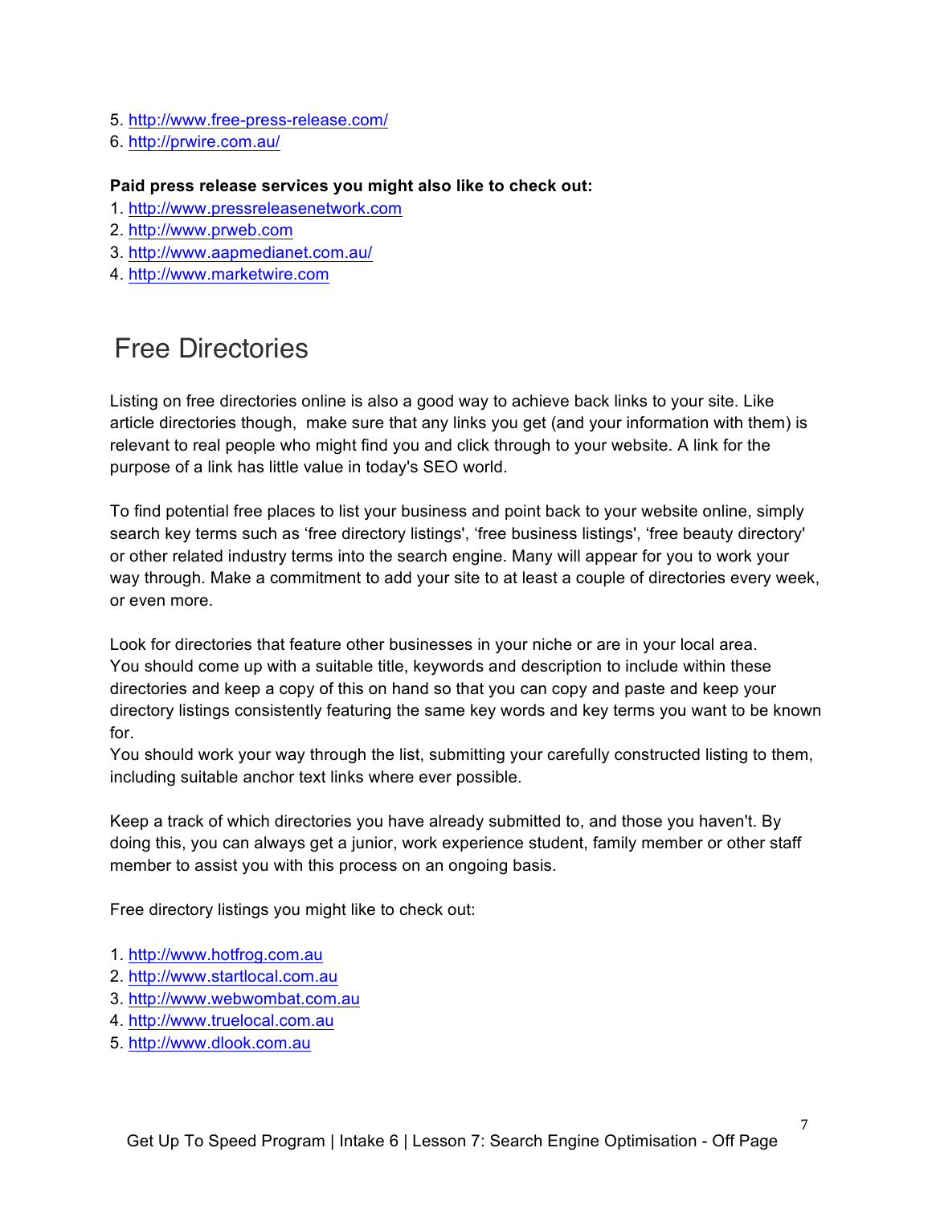5. http://www.free-press-release.com/
6. http://prwire.com.au/

**Paid press release services you might also like to check out:**

1. http://www.pressreleasenetwork.com
2. http://www.prweb.com
3. http://www.aapmedianet.com.au/
4. http://www.marketwire.com

## Free Directories

Listing on free directories online is also a good way to achieve back links to your site. Like article directories though, make sure that any links you get (and your information with them) is relevant to real people who might find you and click through to your website. A link for the purpose of a link has little value in today's SEO world.

To find potential free places to list your business and point back to your website online, simply search key terms such as 'free directory listings', 'free business listings', 'free beauty directory' or other related industry terms into the search engine. Many will appear for you to work your way through. Make a commitment to add your site to at least a couple of directories every week, or even more.

Look for directories that feature other businesses in your niche or are in your local area.
You should come up with a suitable title, keywords and description to include within these directories and keep a copy of this on hand so that you can copy and paste and keep your directory listings consistently featuring the same key words and key terms you want to be known for.
You should work your way through the list, submitting your carefully constructed listing to them, including suitable anchor text links where ever possible.

Keep a track of which directories you have already submitted to, and those you haven't. By doing this, you can always get a junior, work experience student, family member or other staff member to assist you with this process on an ongoing basis.

Free directory listings you might like to check out:

1. http://www.hotfrog.com.au
2. http://www.startlocal.com.au
3. http://www.webwombat.com.au
4. http://www.truelocal.com.au
5. http://www.dlook.com.au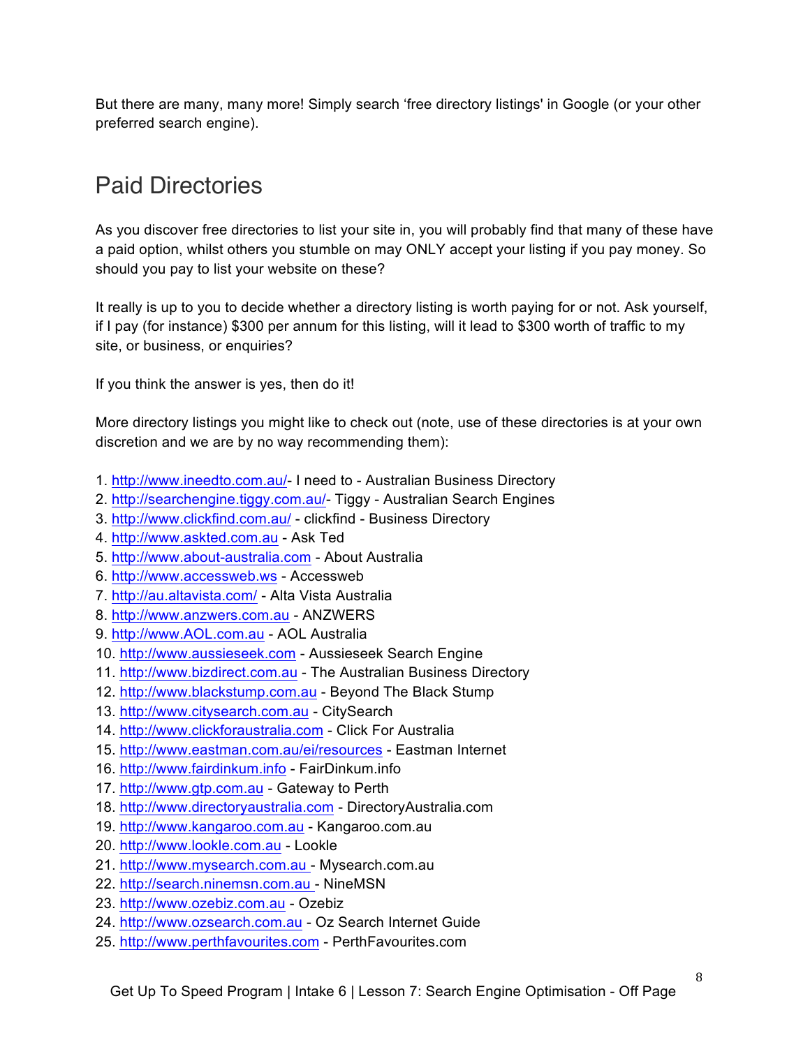But there are many, many more! Simply search 'free directory listings' in Google (or your other preferred search engine).

## Paid Directories

As you discover free directories to list your site in, you will probably find that many of these have a paid option, whilst others you stumble on may ONLY accept your listing if you pay money. So should you pay to list your website on these?

It really is up to you to decide whether a directory listing is worth paying for or not. Ask yourself, if I pay (for instance) $300 per annum for this listing, will it lead to $300 worth of traffic to my site, or business, or enquiries?

If you think the answer is yes, then do it!

More directory listings you might like to check out (note, use of these directories is at your own discretion and we are by no way recommending them):

1. http://www.ineedto.com.au/- I need to - Australian Business Directory
2. http://searchengine.tiggy.com.au/- Tiggy - Australian Search Engines
3. http://www.clickfind.com.au/ - clickfind - Business Directory
4. http://www.askted.com.au - Ask Ted
5. http://www.about-australia.com - About Australia
6. http://www.accessweb.ws - Accessweb
7. http://au.altavista.com/ - Alta Vista Australia
8. http://www.anzwers.com.au - ANZWERS
9. http://www.AOL.com.au - AOL Australia
10. http://www.aussieseek.com - Aussieseek Search Engine
11. http://www.bizdirect.com.au - The Australian Business Directory
12. http://www.blackstump.com.au - Beyond The Black Stump
13. http://www.citysearch.com.au - CitySearch
14. http://www.clickforaustralia.com - Click For Australia
15. http://www.eastman.com.au/ei/resources - Eastman Internet
16. http://www.fairdinkum.info - FairDinkum.info
17. http://www.gtp.com.au - Gateway to Perth
18. http://www.directoryaustralia.com - DirectoryAustralia.com
19. http://www.kangaroo.com.au - Kangaroo.com.au
20. http://www.lookle.com.au - Lookle
21. http://www.mysearch.com.au - Mysearch.com.au
22. http://search.ninemsn.com.au - NineMSN
23. http://www.ozebiz.com.au - Ozebiz
24. http://www.ozsearch.com.au - Oz Search Internet Guide
25. http://www.perthfavourites.com - PerthFavourites.com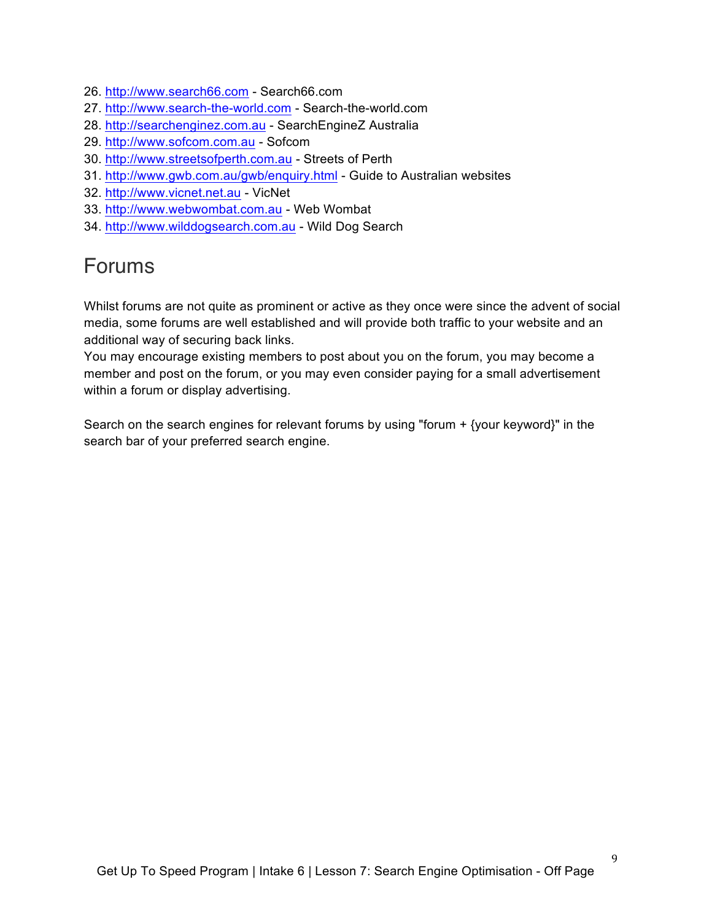26. http://www.search66.com - Search66.com
27. http://www.search-the-world.com - Search-the-world.com
28. http://searchenginez.com.au - SearchEngineZ Australia
29. http://www.sofcom.com.au - Sofcom
30. http://www.streetsofperth.com.au - Streets of Perth
31. http://www.gwb.com.au/gwb/enquiry.html - Guide to Australian websites
32. http://www.vicnet.net.au - VicNet
33. http://www.webwombat.com.au - Web Wombat
34. http://www.wilddogsearch.com.au - Wild Dog Search

## Forums

Whilst forums are not quite as prominent or active as they once were since the advent of social media, some forums are well established and will provide both traffic to your website and an additional way of securing back links.
You may encourage existing members to post about you on the forum, you may become a member and post on the forum, or you may even consider paying for a small advertisement within a forum or display advertising.

Search on the search engines for relevant forums by using "forum + {your keyword}" in the search bar of your preferred search engine.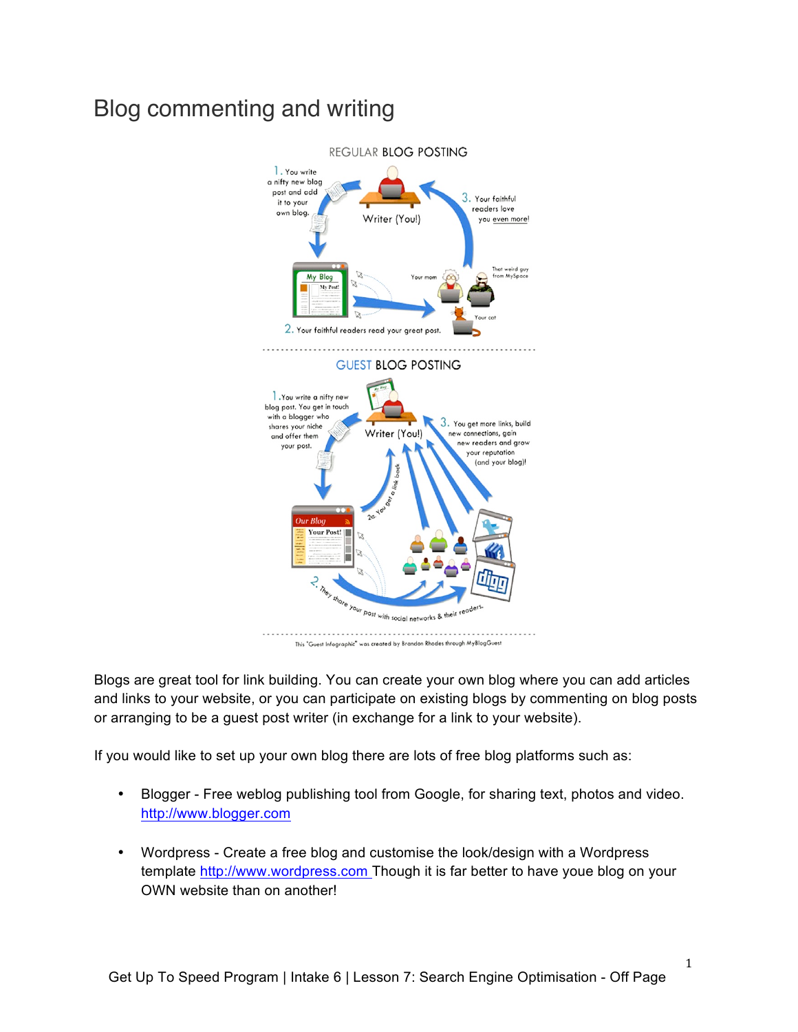# Blog commenting and writing

Blogs are great tool for link building. You can create your own blog where you can add articles and links to your website, or you can participate on existing blogs by commenting on blog posts or arranging to be a guest post writer (in exchange for a link to your website).

If you would like to set up your own blog there are lots of free blog platforms such as:

- Blogger - Free weblog publishing tool from Google, for sharing text, photos and video. http://www.blogger.com
- Wordpress - Create a free blog and customise the look/design with a Wordpress template http://www.wordpress.com Though it is far better to have youe blog on your OWN website than on another!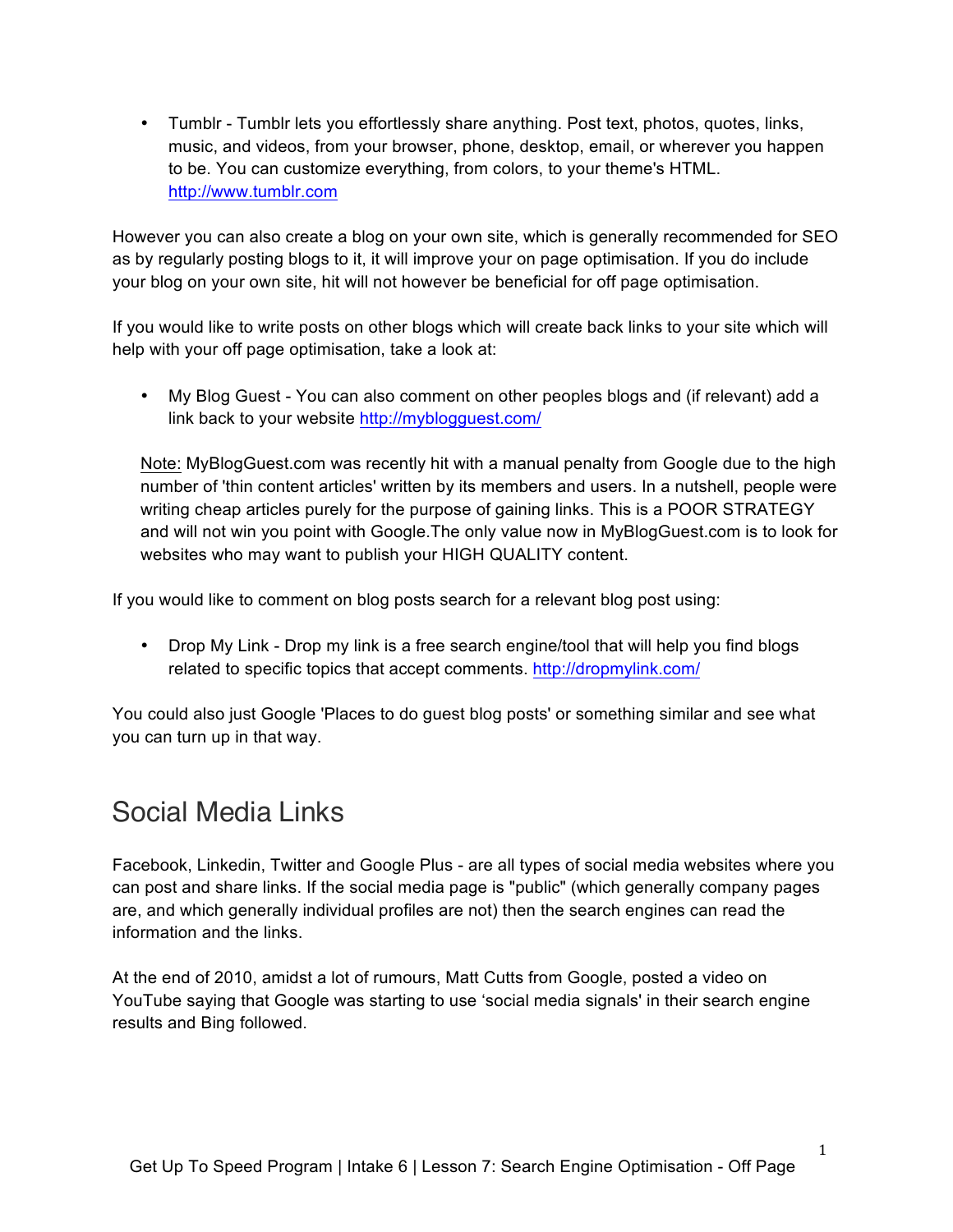- Tumblr - Tumblr lets you effortlessly share anything. Post text, photos, quotes, links, music, and videos, from your browser, phone, desktop, email, or wherever you happen to be. You can customize everything, from colors, to your theme's HTML. http://www.tumblr.com

However you can also create a blog on your own site, which is generally recommended for SEO as by regularly posting blogs to it, it will improve your on page optimisation. If you do include your blog on your own site, hit will not however be beneficial for off page optimisation.

If you would like to write posts on other blogs which will create back links to your site which will help with your off page optimisation, take a look at:

- My Blog Guest - You can also comment on other peoples blogs and (if relevant) add a link back to your website http://myblogguest.com/

  Note: MyBlogGuest.com was recently hit with a manual penalty from Google due to the high number of 'thin content articles' written by its members and users. In a nutshell, people were writing cheap articles purely for the purpose of gaining links. This is a POOR STRATEGY and will not win you point with Google.The only value now in MyBlogGuest.com is to look for websites who may want to publish your HIGH QUALITY content.

If you would like to comment on blog posts search for a relevant blog post using:

- Drop My Link - Drop my link is a free search engine/tool that will help you find blogs related to specific topics that accept comments. http://dropmylink.com/

You could also just Google 'Places to do guest blog posts' or something similar and see what you can turn up in that way.

## Social Media Links

Facebook, Linkedin, Twitter and Google Plus - are all types of social media websites where you can post and share links. If the social media page is "public" (which generally company pages are, and which generally individual profiles are not) then the search engines can read the information and the links.

At the end of 2010, amidst a lot of rumours, Matt Cutts from Google, posted a video on YouTube saying that Google was starting to use 'social media signals' in their search engine results and Bing followed.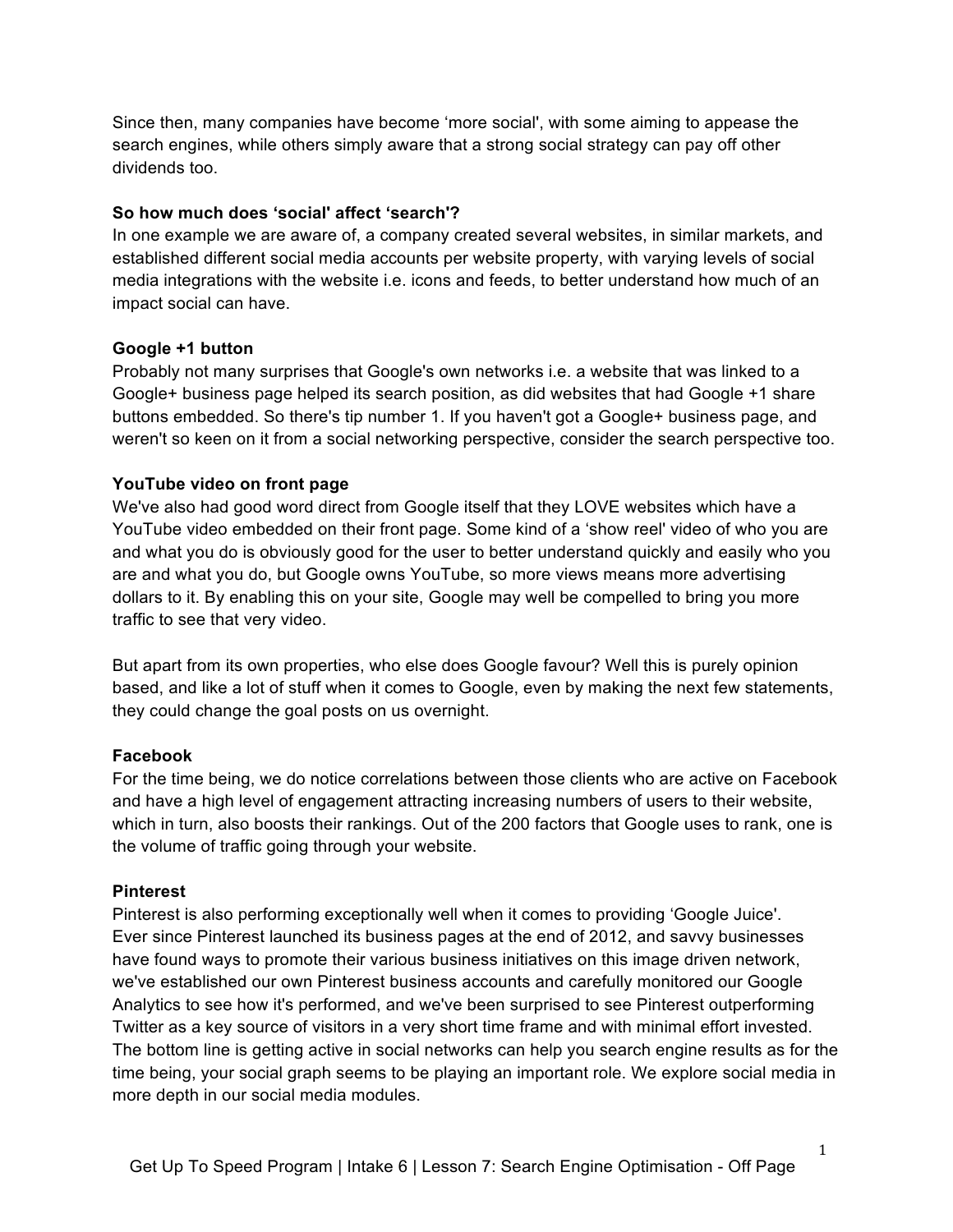Since then, many companies have become 'more social', with some aiming to appease the search engines, while others simply aware that a strong social strategy can pay off other dividends too.

**So how much does 'social' affect 'search'?**

In one example we are aware of, a company created several websites, in similar markets, and established different social media accounts per website property, with varying levels of social media integrations with the website i.e. icons and feeds, to better understand how much of an impact social can have.

**Google +1 button**

Probably not many surprises that Google's own networks i.e. a website that was linked to a Google+ business page helped its search position, as did websites that had Google +1 share buttons embedded. So there's tip number 1. If you haven't got a Google+ business page, and weren't so keen on it from a social networking perspective, consider the search perspective too.

**YouTube video on front page**

We've also had good word direct from Google itself that they LOVE websites which have a YouTube video embedded on their front page. Some kind of a 'show reel' video of who you are and what you do is obviously good for the user to better understand quickly and easily who you are and what you do, but Google owns YouTube, so more views means more advertising dollars to it. By enabling this on your site, Google may well be compelled to bring you more traffic to see that very video.

But apart from its own properties, who else does Google favour? Well this is purely opinion based, and like a lot of stuff when it comes to Google, even by making the next few statements, they could change the goal posts on us overnight.

**Facebook**

For the time being, we do notice correlations between those clients who are active on Facebook and have a high level of engagement attracting increasing numbers of users to their website, which in turn, also boosts their rankings. Out of the 200 factors that Google uses to rank, one is the volume of traffic going through your website.

**Pinterest**

Pinterest is also performing exceptionally well when it comes to providing 'Google Juice'. Ever since Pinterest launched its business pages at the end of 2012, and savvy businesses have found ways to promote their various business initiatives on this image driven network, we've established our own Pinterest business accounts and carefully monitored our Google Analytics to see how it's performed, and we've been surprised to see Pinterest outperforming Twitter as a key source of visitors in a very short time frame and with minimal effort invested. The bottom line is getting active in social networks can help you search engine results as for the time being, your social graph seems to be playing an important role. We explore social media in more depth in our social media modules.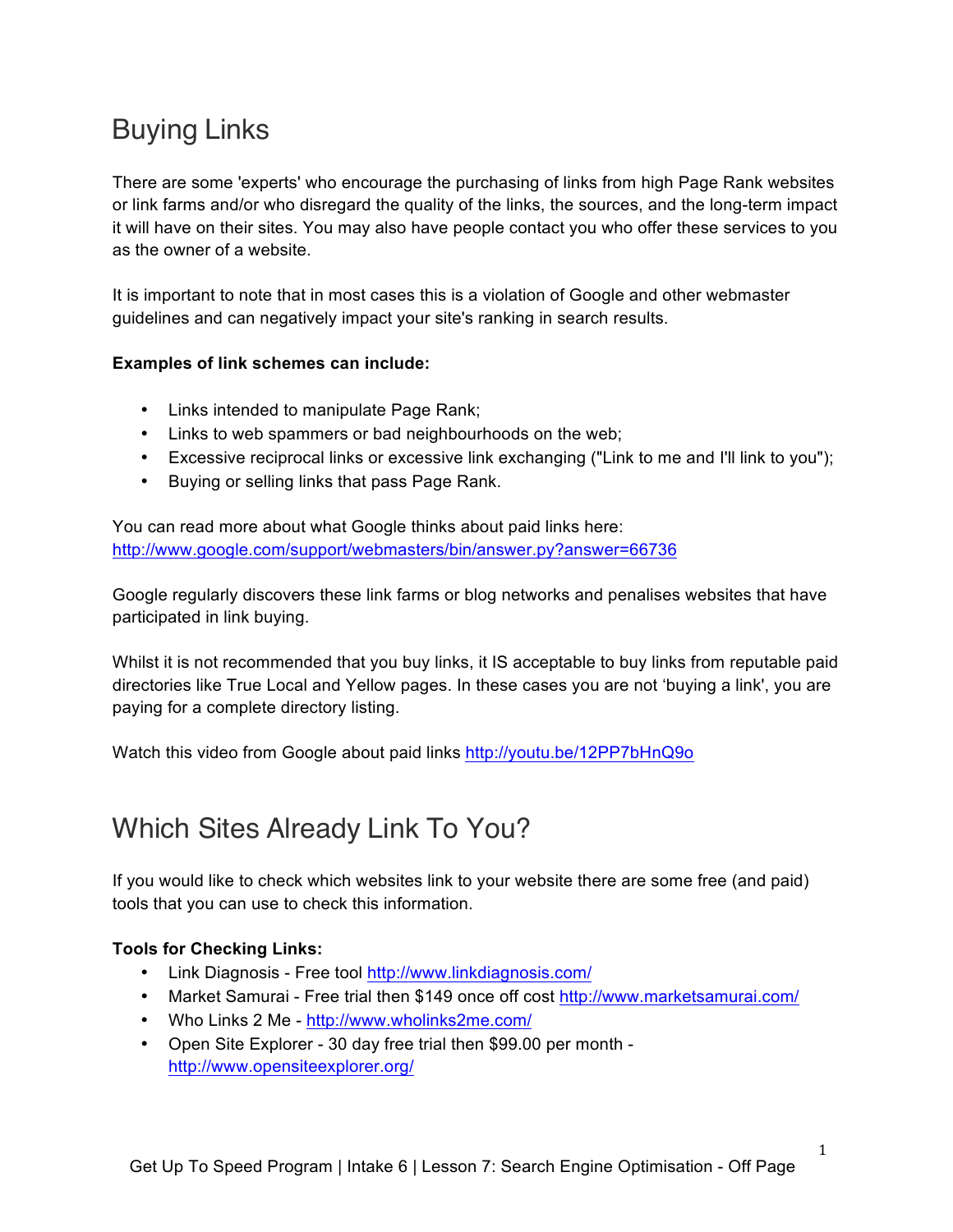# Buying Links

There are some 'experts' who encourage the purchasing of links from high Page Rank websites or link farms and/or who disregard the quality of the links, the sources, and the long-term impact it will have on their sites. You may also have people contact you who offer these services to you as the owner of a website.

It is important to note that in most cases this is a violation of Google and other webmaster guidelines and can negatively impact your site's ranking in search results.

**Examples of link schemes can include:**

- Links intended to manipulate Page Rank;
- Links to web spammers or bad neighbourhoods on the web;
- Excessive reciprocal links or excessive link exchanging ("Link to me and I'll link to you");
- Buying or selling links that pass Page Rank.

You can read more about what Google thinks about paid links here:
http://www.google.com/support/webmasters/bin/answer.py?answer=66736

Google regularly discovers these link farms or blog networks and penalises websites that have participated in link buying.

Whilst it is not recommended that you buy links, it IS acceptable to buy links from reputable paid directories like True Local and Yellow pages. In these cases you are not 'buying a link', you are paying for a complete directory listing.

Watch this video from Google about paid links http://youtu.be/12PP7bHnQ9o

# Which Sites Already Link To You?

If you would like to check which websites link to your website there are some free (and paid) tools that you can use to check this information.

**Tools for Checking Links:**

- Link Diagnosis - Free tool http://www.linkdiagnosis.com/
- Market Samurai - Free trial then $149 once off cost http://www.marketsamurai.com/
- Who Links 2 Me - http://www.wholinks2me.com/
- Open Site Explorer - 30 day free trial then $99.00 per month - http://www.opensiteexplorer.org/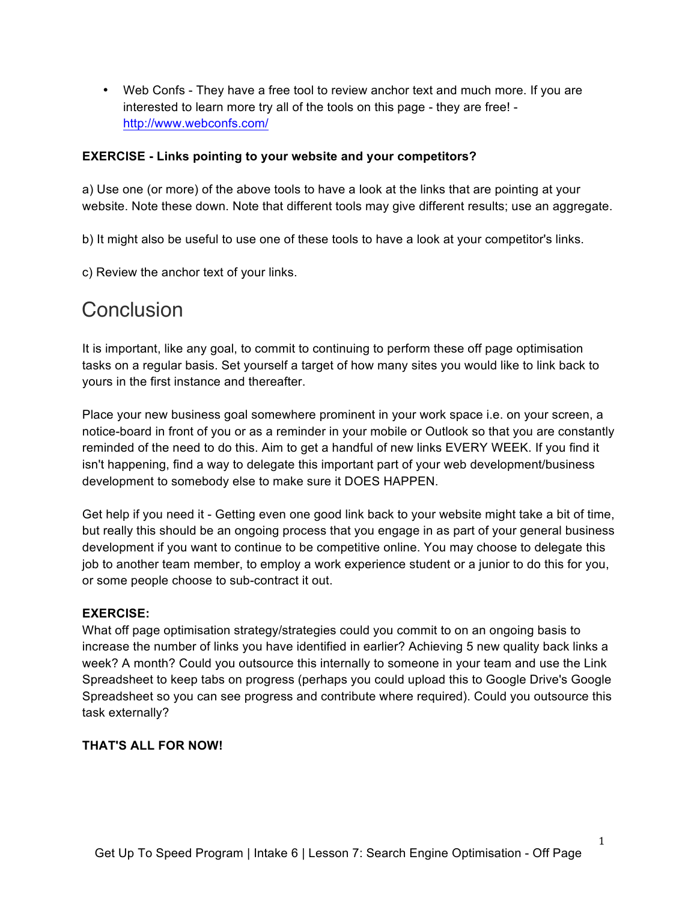- Web Confs - They have a free tool to review anchor text and much more. If you are interested to learn more try all of the tools on this page - they are free! - http://www.webconfs.com/

**EXERCISE - Links pointing to your website and your competitors?**

a) Use one (or more) of the above tools to have a look at the links that are pointing at your website. Note these down. Note that different tools may give different results; use an aggregate.

b) It might also be useful to use one of these tools to have a look at your competitor's links.

c) Review the anchor text of your links.

# Conclusion

It is important, like any goal, to commit to continuing to perform these off page optimisation tasks on a regular basis. Set yourself a target of how many sites you would like to link back to yours in the first instance and thereafter.

Place your new business goal somewhere prominent in your work space i.e. on your screen, a notice-board in front of you or as a reminder in your mobile or Outlook so that you are constantly reminded of the need to do this. Aim to get a handful of new links EVERY WEEK. If you find it isn't happening, find a way to delegate this important part of your web development/business development to somebody else to make sure it DOES HAPPEN.

Get help if you need it - Getting even one good link back to your website might take a bit of time, but really this should be an ongoing process that you engage in as part of your general business development if you want to continue to be competitive online. You may choose to delegate this job to another team member, to employ a work experience student or a junior to do this for you, or some people choose to sub-contract it out.

**EXERCISE:**
What off page optimisation strategy/strategies could you commit to on an ongoing basis to increase the number of links you have identified in earlier? Achieving 5 new quality back links a week? A month? Could you outsource this internally to someone in your team and use the Link Spreadsheet to keep tabs on progress (perhaps you could upload this to Google Drive's Google Spreadsheet so you can see progress and contribute where required). Could you outsource this task externally?

**THAT'S ALL FOR NOW!**